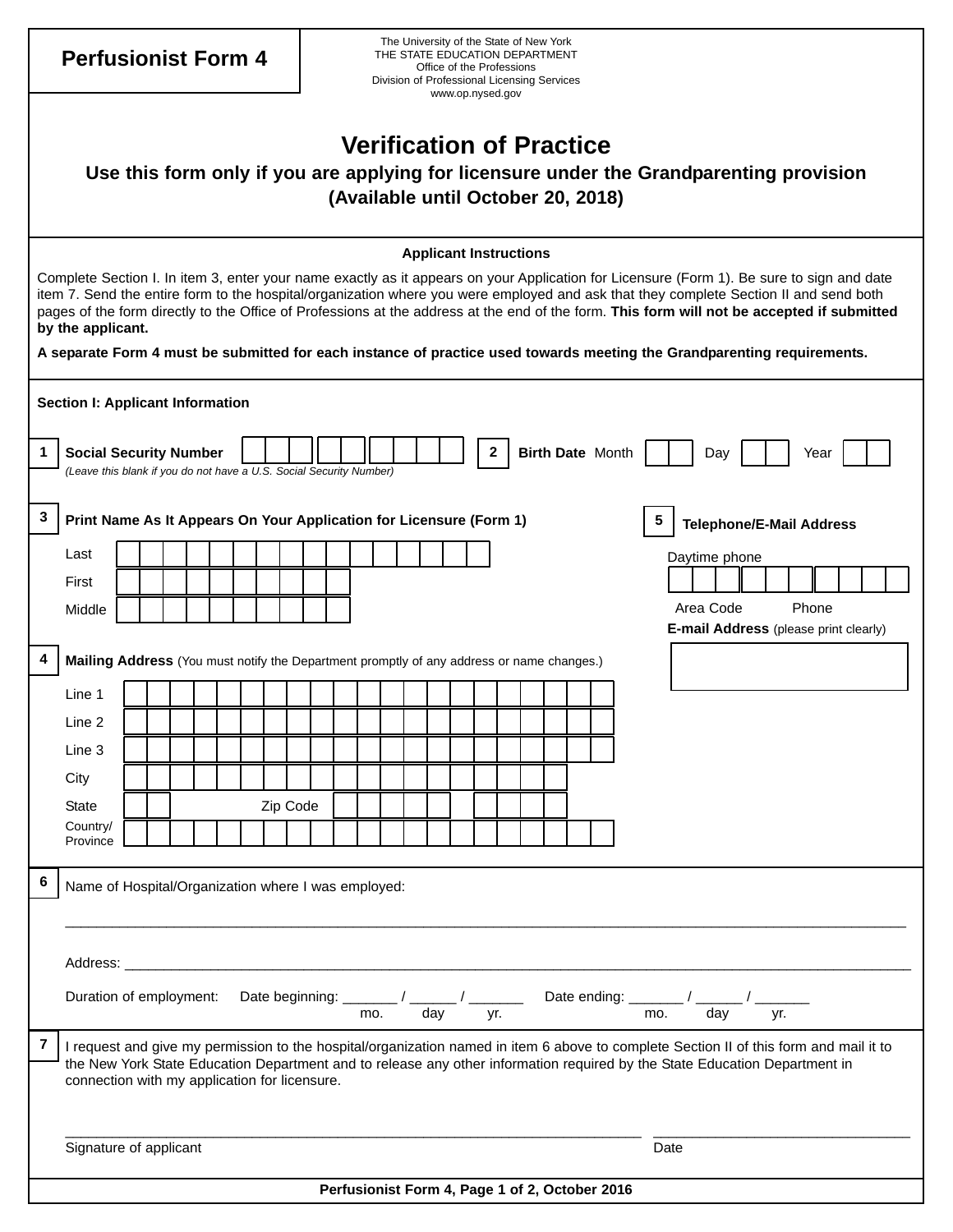**Perfusionist Form 4**

The University of the State of New York
THE STATE EDUCATION DEPARTMENT
Office of the Professions
Division of Professional Licensing Services
www.op.nysed.gov

# Verification of Practice

## Use this form only if you are applying for licensure under the Grandparenting provision (Available until October 20, 2018)

### Applicant Instructions

Complete Section I. In item 3, enter your name exactly as it appears on your Application for Licensure (Form 1). Be sure to sign and date item 7. Send the entire form to the hospital/organization where you were employed and ask that they complete Section II and send both pages of the form directly to the Office of Professions at the address at the end of the form. **This form will not be accepted if submitted by the applicant.**

**A separate Form 4 must be submitted for each instance of practice used towards meeting the Grandparenting requirements.**

### Section I: Applicant Information

**1** **Social Security Number** ___ ___ ___ - ___ ___ - ___ ___ ___ ___
*(Leave this blank if you do not have a U.S. Social Security Number)*

**2** **Birth Date** Month ___ ___ Day ___ ___ Year ___ ___

**3** **Print Name As It Appears On Your Application for Licensure (Form 1)**

Last

First

Middle

**5** **Telephone/E-Mail Address**

Daytime phone

Area Code Phone

**E-mail Address** (please print clearly)

**4** **Mailing Address** (You must notify the Department promptly of any address or name changes.)

Line 1

Line 2

Line 3

City

State Zip Code

Country/ Province

**6** Name of Hospital/Organization where I was employed:

______________________________________________________________________

Address: ______________________________________________________________

Duration of employment: Date beginning: _______ / ______ / _______ Date ending: _______ / ______ / _______
mo. day yr. mo. day yr.

**7** I request and give my permission to the hospital/organization named in item 6 above to complete Section II of this form and mail it to the New York State Education Department and to release any other information required by the State Education Department in connection with my application for licensure.

______________________________________________ ______________________
Signature of applicant Date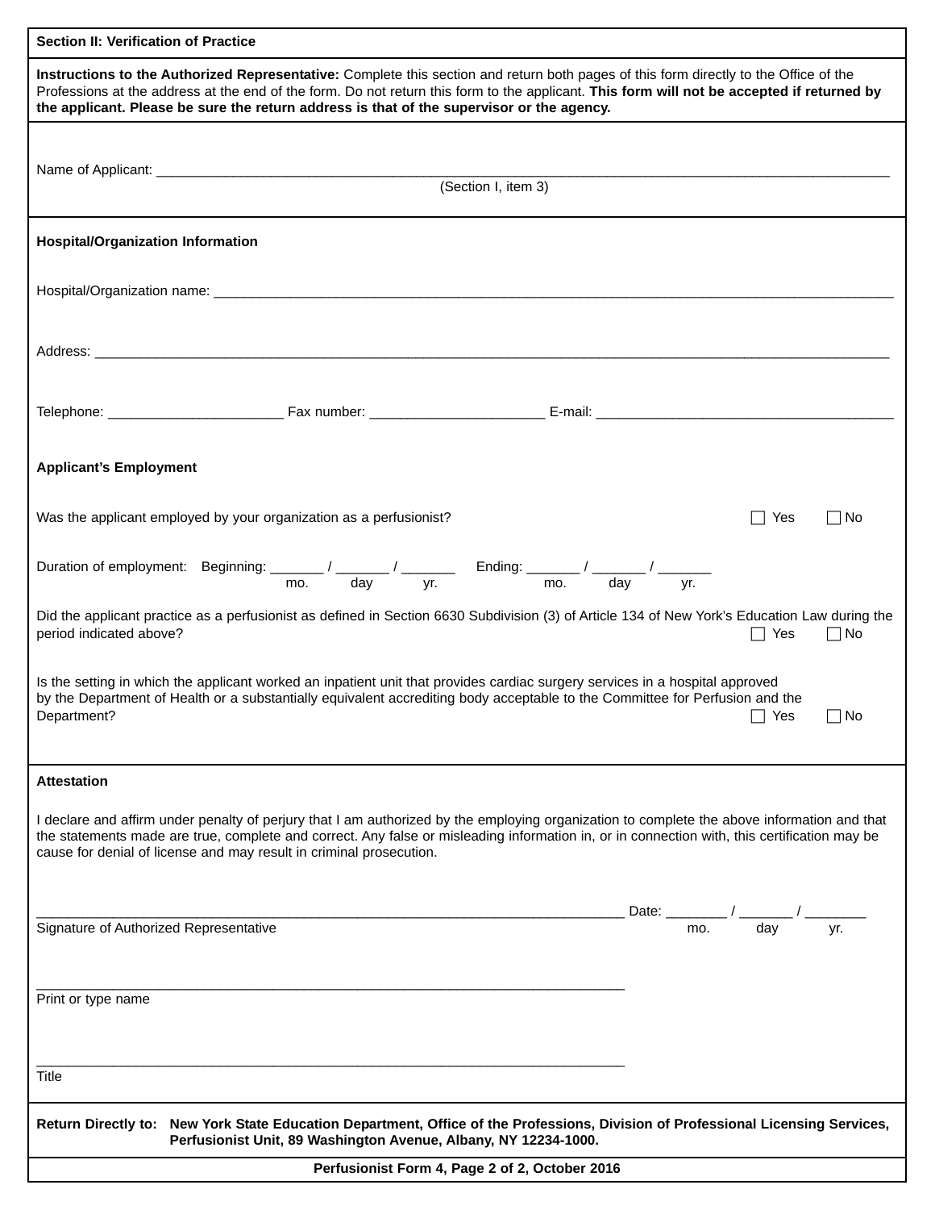## Section II: Verification of Practice

**Instructions to the Authorized Representative:** Complete this section and return both pages of this form directly to the Office of the Professions at the address at the end of the form. Do not return this form to the applicant. **This form will not be accepted if returned by the applicant. Please be sure the return address is that of the supervisor or the agency.**

Name of Applicant: ______________________________________________________________________________
(Section I, item 3)

### Hospital/Organization Information

Hospital/Organization name: _______________________________________________________________________

Address: ______________________________________________________________________________________

Telephone: ______________________ Fax number: ______________________ E-mail: ______________________________________

### Applicant's Employment

Was the applicant employed by your organization as a perfusionist? ☐ Yes ☐ No

Duration of employment: Beginning: _______ / _______ / _______ (mo. / day / yr.) Ending: _______ / _______ / _______ (mo. / day / yr.)

Did the applicant practice as a perfusionist as defined in Section 6630 Subdivision (3) of Article 134 of New York's Education Law during the period indicated above? ☐ Yes ☐ No

Is the setting in which the applicant worked an inpatient unit that provides cardiac surgery services in a hospital approved by the Department of Health or a substantially equivalent accrediting body acceptable to the Committee for Perfusion and the Department? ☐ Yes ☐ No

### Attestation

I declare and affirm under penalty of perjury that I am authorized by the employing organization to complete the above information and that the statements made are true, complete and correct. Any false or misleading information in, or in connection with, this certification may be cause for denial of license and may result in criminal prosecution.

_____________________________________________________________________________ Date: ________ / _______ / ________
Signature of Authorized Representative (mo. / day / yr.)

_____________________________________________________________________________
Print or type name

_____________________________________________________________________________
Title

**Return Directly to:** **New York State Education Department, Office of the Professions, Division of Professional Licensing Services, Perfusionist Unit, 89 Washington Avenue, Albany, NY 12234-1000.**

**Perfusionist Form 4, Page 2 of 2, October 2016**